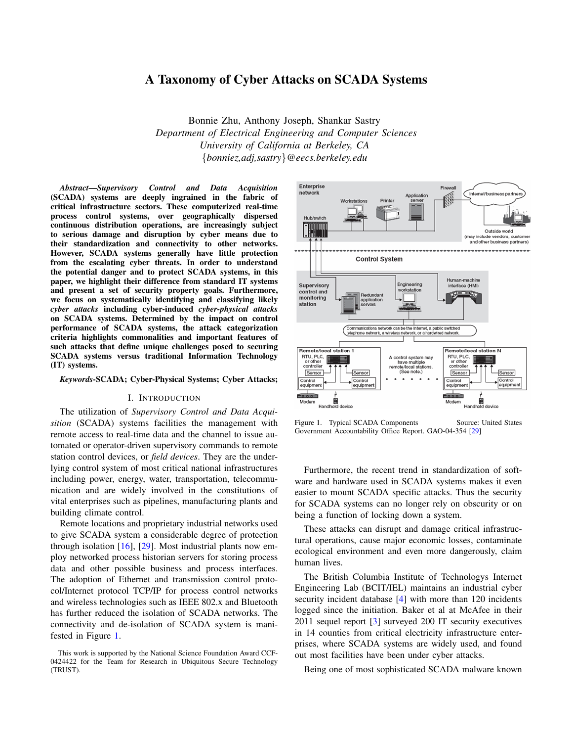# A Taxonomy of Cyber Attacks on SCADA Systems

Bonnie Zhu, Anthony Joseph, Shankar Sastry
*Department of Electrical Engineering and Computer Sciences*
*University of California at Berkeley, CA*
*{bonniez,adj,sastry}@eecs.berkeley.edu*

***Abstract*—Supervisory Control and Data Acquisition (SCADA) systems are deeply ingrained in the fabric of critical infrastructure sectors. These computerized real-time process control systems, over geographically dispersed continuous distribution operations, are increasingly subject to serious damage and disruption by cyber means due to their standardization and connectivity to other networks. However, SCADA systems generally have little protection from the escalating cyber threats. In order to understand the potential danger and to protect SCADA systems, in this paper, we highlight their difference from standard IT systems and present a set of security property goals. Furthermore, we focus on systematically identifying and classifying likely *cyber attacks* including cyber-induced *cyber-physical attacks* on SCADA systems. Determined by the impact on control performance of SCADA systems, the attack categorization criteria highlights commonalities and important features of such attacks that define unique challenges posed to securing SCADA systems versus traditional Information Technology (IT) systems.**

***Keywords*-SCADA; Cyber-Physical Systems; Cyber Attacks;**

## I. Introduction

The utilization of *Supervisory Control and Data Acquisition* (SCADA) systems facilities the management with remote access to real-time data and the channel to issue automated or operator-driven supervisory commands to remote station control devices, or *field devices*. They are the underlying control system of most critical national infrastructures including power, energy, water, transportation, telecommunication and are widely involved in the constitutions of vital enterprises such as pipelines, manufacturing plants and building climate control.

Remote locations and proprietary industrial networks used to give SCADA system a considerable degree of protection through isolation [16], [29]. Most industrial plants now employ networked process historian servers for storing process data and other possible business and process interfaces. The adoption of Ethernet and transmission control protocol/Internet protocol TCP/IP for process control networks and wireless technologies such as IEEE 802.x and Bluetooth has further reduced the isolation of SCADA networks. The connectivity and de-isolation of SCADA system is manifested in Figure 1.

Figure 1. Typical SCADA Components Source: United States Government Accountability Office Report. GAO-04-354 [29]

Furthermore, the recent trend in standardization of software and hardware used in SCADA systems makes it even easier to mount SCADA specific attacks. Thus the security for SCADA systems can no longer rely on obscurity or on being a function of locking down a system.

These attacks can disrupt and damage critical infrastructural operations, cause major economic losses, contaminate ecological environment and even more dangerously, claim human lives.

The British Columbia Institute of Technologys Internet Engineering Lab (BCIT/IEL) maintains an industrial cyber security incident database [4] with more than 120 incidents logged since the initiation. Baker et al at McAfee in their 2011 sequel report [3] surveyed 200 IT security executives in 14 counties from critical electricity infrastructure enterprises, where SCADA systems are widely used, and found out most facilities have been under cyber attacks.

Being one of most sophisticated SCADA malware known

This work is supported by the National Science Foundation Award CCF-0424422 for the Team for Research in Ubiquitous Secure Technology (TRUST).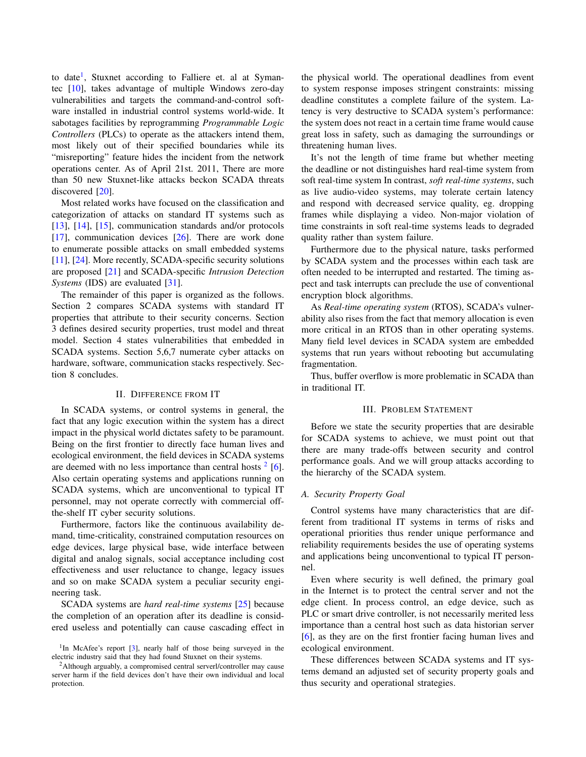to date[1], Stuxnet according to Falliere et. al at Symantec [10], takes advantage of multiple Windows zero-day vulnerabilities and targets the command-and-control software installed in industrial control systems world-wide. It sabotages facilities by reprogramming *Programmable Logic Controllers* (PLCs) to operate as the attackers intend them, most likely out of their specified boundaries while its "misreporting" feature hides the incident from the network operations center. As of April 21st. 2011, There are more than 50 new Stuxnet-like attacks beckon SCADA threats discovered [20].

Most related works have focused on the classification and categorization of attacks on standard IT systems such as [13], [14], [15], communication standards and/or protocols [17], communication devices [26]. There are work done to enumerate possible attacks on small embedded systems [11], [24]. More recently, SCADA-specific security solutions are proposed [21] and SCADA-specific *Intrusion Detection Systems* (IDS) are evaluated [31].

The remainder of this paper is organized as the follows. Section 2 compares SCADA systems with standard IT properties that attribute to their security concerns. Section 3 defines desired security properties, trust model and threat model. Section 4 states vulnerabilities that embedded in SCADA systems. Section 5,6,7 numerate cyber attacks on hardware, software, communication stacks respectively. Section 8 concludes.

## II. Difference from IT

In SCADA systems, or control systems in general, the fact that any logic execution within the system has a direct impact in the physical world dictates safety to be paramount. Being on the first frontier to directly face human lives and ecological environment, the field devices in SCADA systems are deemed with no less importance than central hosts [2] [6]. Also certain operating systems and applications running on SCADA systems, which are unconventional to typical IT personnel, may not operate correctly with commercial off-the-shelf IT cyber security solutions.

Furthermore, factors like the continuous availability demand, time-criticality, constrained computation resources on edge devices, large physical base, wide interface between digital and analog signals, social acceptance including cost effectiveness and user reluctance to change, legacy issues and so on make SCADA system a peculiar security engineering task.

SCADA systems are *hard real-time systems* [25] because the completion of an operation after its deadline is considered useless and potentially can cause cascading effect in the physical world. The operational deadlines from event to system response imposes stringent constraints: missing deadline constitutes a complete failure of the system. Latency is very destructive to SCADA system's performance: the system does not react in a certain time frame would cause great loss in safety, such as damaging the surroundings or threatening human lives.

It's not the length of time frame but whether meeting the deadline or not distinguishes hard real-time system from soft real-time system In contrast, *soft real-time systems*, such as live audio-video systems, may tolerate certain latency and respond with decreased service quality, eg. dropping frames while displaying a video. Non-major violation of time constraints in soft real-time systems leads to degraded quality rather than system failure.

Furthermore due to the physical nature, tasks performed by SCADA system and the processes within each task are often needed to be interrupted and restarted. The timing aspect and task interrupts can preclude the use of conventional encryption block algorithms.

As *Real-time operating system* (RTOS), SCADA's vulnerability also rises from the fact that memory allocation is even more critical in an RTOS than in other operating systems. Many field level devices in SCADA system are embedded systems that run years without rebooting but accumulating fragmentation.

Thus, buffer overflow is more problematic in SCADA than in traditional IT.

## III. Problem Statement

Before we state the security properties that are desirable for SCADA systems to achieve, we must point out that there are many trade-offs between security and control performance goals. And we will group attacks according to the hierarchy of the SCADA system.

### A. Security Property Goal

Control systems have many characteristics that are different from traditional IT systems in terms of risks and operational priorities thus render unique performance and reliability requirements besides the use of operating systems and applications being unconventional to typical IT personnel.

Even where security is well defined, the primary goal in the Internet is to protect the central server and not the edge client. In process control, an edge device, such as PLC or smart drive controller, is not necessarily merited less importance than a central host such as data historian server [6], as they are on the first frontier facing human lives and ecological environment.

These differences between SCADA systems and IT systems demand an adjusted set of security property goals and thus security and operational strategies.

[1] In McAfee's report [3], nearly half of those being surveyed in the electric industry said that they had found Stuxnet on their systems.

[2] Although arguably, a compromised central serverl/controller may cause server harm if the field devices don't have their own individual and local protection.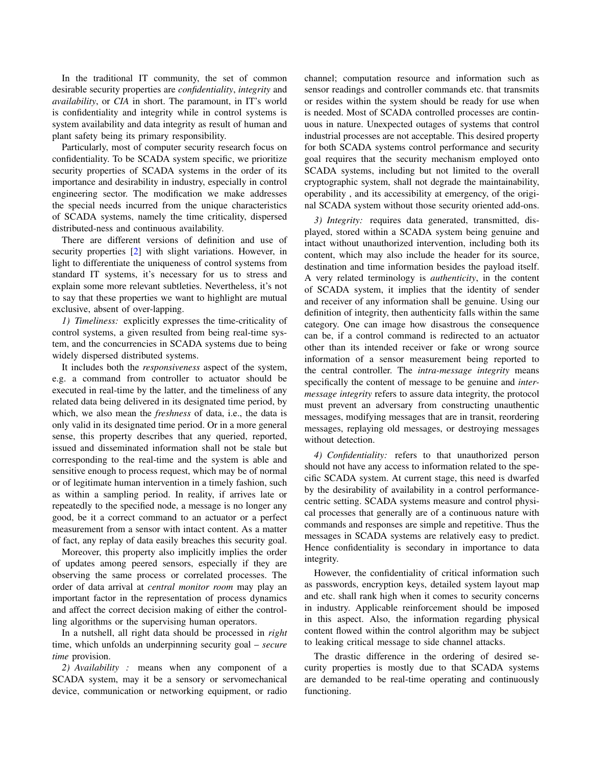In the traditional IT community, the set of common desirable security properties are *confidentiality*, *integrity* and *availability*, or *CIA* in short. The paramount, in IT's world is confidentiality and integrity while in control systems is system availability and data integrity as result of human and plant safety being its primary responsibility.

Particularly, most of computer security research focus on confidentiality. To be SCADA system specific, we prioritize security properties of SCADA systems in the order of its importance and desirability in industry, especially in control engineering sector. The modification we make addresses the special needs incurred from the unique characteristics of SCADA systems, namely the time criticality, dispersed distributed-ness and continuous availability.

There are different versions of definition and use of security properties [2] with slight variations. However, in light to differentiate the uniqueness of control systems from standard IT systems, it's necessary for us to stress and explain some more relevant subtleties. Nevertheless, it's not to say that these properties we want to highlight are mutual exclusive, absent of over-lapping.

*1) Timeliness:* explicitly expresses the time-criticality of control systems, a given resulted from being real-time system, and the concurrencies in SCADA systems due to being widely dispersed distributed systems.

It includes both the *responsiveness* aspect of the system, e.g. a command from controller to actuator should be executed in real-time by the latter, and the timeliness of any related data being delivered in its designated time period, by which, we also mean the *freshness* of data, i.e., the data is only valid in its designated time period. Or in a more general sense, this property describes that any queried, reported, issued and disseminated information shall not be stale but corresponding to the real-time and the system is able and sensitive enough to process request, which may be of normal or of legitimate human intervention in a timely fashion, such as within a sampling period. In reality, if arrives late or repeatedly to the specified node, a message is no longer any good, be it a correct command to an actuator or a perfect measurement from a sensor with intact content. As a matter of fact, any replay of data easily breaches this security goal.

Moreover, this property also implicitly implies the order of updates among peered sensors, especially if they are observing the same process or correlated processes. The order of data arrival at *central monitor room* may play an important factor in the representation of process dynamics and affect the correct decision making of either the controlling algorithms or the supervising human operators.

In a nutshell, all right data should be processed in *right* time, which unfolds an underpinning security goal – *secure time* provision.

*2) Availability :* means when any component of a SCADA system, may it be a sensory or servomechanical device, communication or networking equipment, or radio channel; computation resource and information such as sensor readings and controller commands etc. that transmits or resides within the system should be ready for use when is needed. Most of SCADA controlled processes are continuous in nature. Unexpected outages of systems that control industrial processes are not acceptable. This desired property for both SCADA systems control performance and security goal requires that the security mechanism employed onto SCADA systems, including but not limited to the overall cryptographic system, shall not degrade the maintainability, operability , and its accessibility at emergency, of the original SCADA system without those security oriented add-ons.

*3) Integrity:* requires data generated, transmitted, displayed, stored within a SCADA system being genuine and intact without unauthorized intervention, including both its content, which may also include the header for its source, destination and time information besides the payload itself. A very related terminology is *authenticity*, in the content of SCADA system, it implies that the identity of sender and receiver of any information shall be genuine. Using our definition of integrity, then authenticity falls within the same category. One can image how disastrous the consequence can be, if a control command is redirected to an actuator other than its intended receiver or fake or wrong source information of a sensor measurement being reported to the central controller. The *intra-message integrity* means specifically the content of message to be genuine and *inter-message integrity* refers to assure data integrity, the protocol must prevent an adversary from constructing unauthentic messages, modifying messages that are in transit, reordering messages, replaying old messages, or destroying messages without detection.

*4) Confidentiality:* refers to that unauthorized person should not have any access to information related to the specific SCADA system. At current stage, this need is dwarfed by the desirability of availability in a control performance-centric setting. SCADA systems measure and control physical processes that generally are of a continuous nature with commands and responses are simple and repetitive. Thus the messages in SCADA systems are relatively easy to predict. Hence confidentiality is secondary in importance to data integrity.

However, the confidentiality of critical information such as passwords, encryption keys, detailed system layout map and etc. shall rank high when it comes to security concerns in industry. Applicable reinforcement should be imposed in this aspect. Also, the information regarding physical content flowed within the control algorithm may be subject to leaking critical message to side channel attacks.

The drastic difference in the ordering of desired security properties is mostly due to that SCADA systems are demanded to be real-time operating and continuously functioning.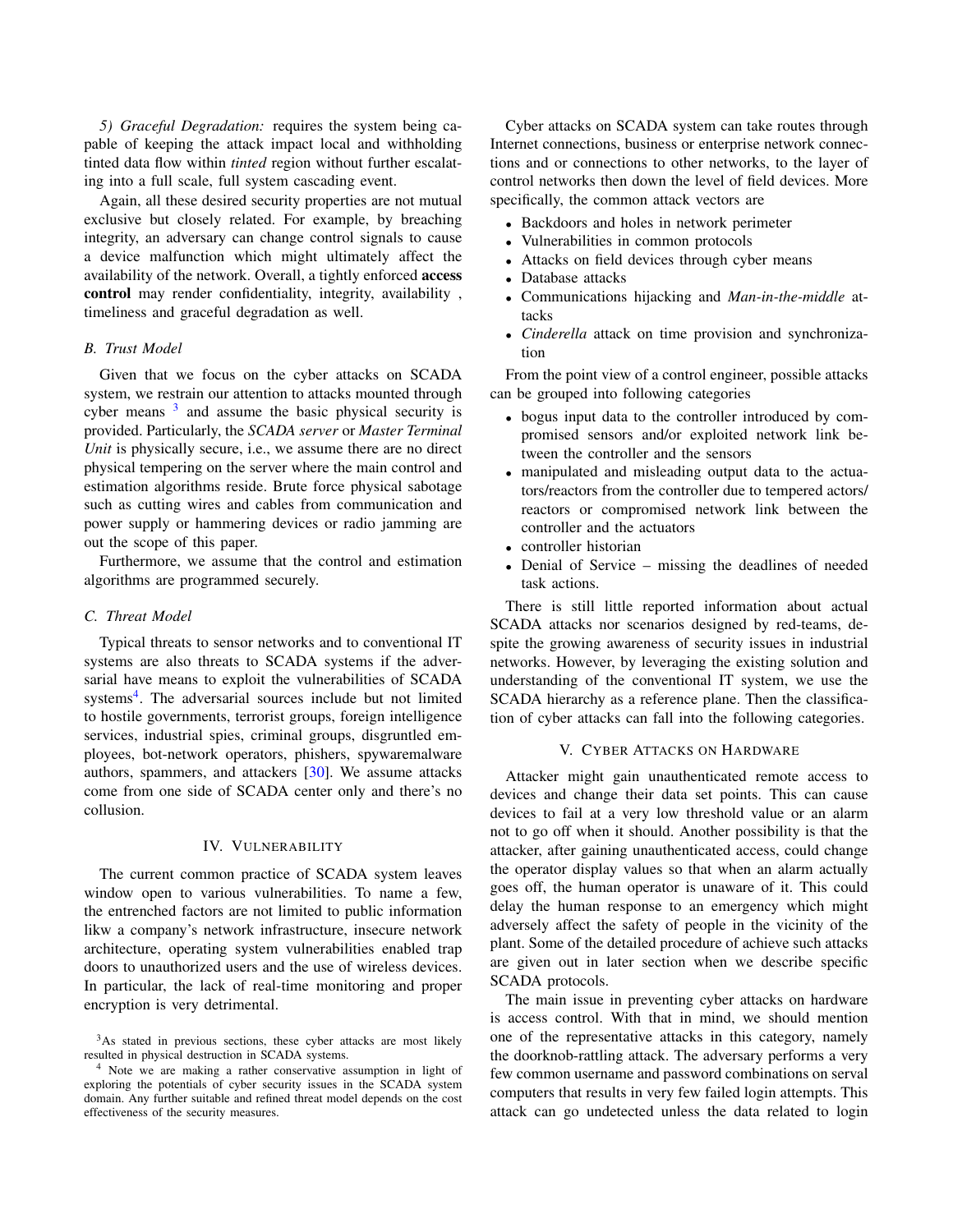*5) Graceful Degradation:* requires the system being capable of keeping the attack impact local and withholding tinted data flow within *tinted* region without further escalating into a full scale, full system cascading event.

Again, all these desired security properties are not mutual exclusive but closely related. For example, by breaching integrity, an adversary can change control signals to cause a device malfunction which might ultimately affect the availability of the network. Overall, a tightly enforced **access control** may render confidentiality, integrity, availability , timeliness and graceful degradation as well.

### B. Trust Model

Given that we focus on the cyber attacks on SCADA system, we restrain our attention to attacks mounted through cyber means [3] and assume the basic physical security is provided. Particularly, the *SCADA server* or *Master Terminal Unit* is physically secure, i.e., we assume there are no direct physical tempering on the server where the main control and estimation algorithms reside. Brute force physical sabotage such as cutting wires and cables from communication and power supply or hammering devices or radio jamming are out the scope of this paper.

Furthermore, we assume that the control and estimation algorithms are programmed securely.

### C. Threat Model

Typical threats to sensor networks and to conventional IT systems are also threats to SCADA systems if the adversarial have means to exploit the vulnerabilities of SCADA systems[4]. The adversarial sources include but not limited to hostile governments, terrorist groups, foreign intelligence services, industrial spies, criminal groups, disgruntled employees, bot-network operators, phishers, spywaremalware authors, spammers, and attackers [30]. We assume attacks come from one side of SCADA center only and there's no collusion.

## IV. Vulnerability

The current common practice of SCADA system leaves window open to various vulnerabilities. To name a few, the entrenched factors are not limited to public information likw a company's network infrastructure, insecure network architecture, operating system vulnerabilities enabled trap doors to unauthorized users and the use of wireless devices. In particular, the lack of real-time monitoring and proper encryption is very detrimental.

[3]As stated in previous sections, these cyber attacks are most likely resulted in physical destruction in SCADA systems.

[4] Note we are making a rather conservative assumption in light of exploring the potentials of cyber security issues in the SCADA system domain. Any further suitable and refined threat model depends on the cost effectiveness of the security measures.

Cyber attacks on SCADA system can take routes through Internet connections, business or enterprise network connections and or connections to other networks, to the layer of control networks then down the level of field devices. More specifically, the common attack vectors are

- Backdoors and holes in network perimeter
- Vulnerabilities in common protocols
- Attacks on field devices through cyber means
- Database attacks
- Communications hijacking and *Man-in-the-middle* attacks
- *Cinderella* attack on time provision and synchronization

From the point view of a control engineer, possible attacks can be grouped into following categories

- bogus input data to the controller introduced by compromised sensors and/or exploited network link between the controller and the sensors
- manipulated and misleading output data to the actuators/reactors from the controller due to tempered actors/ reactors or compromised network link between the controller and the actuators
- controller historian
- Denial of Service – missing the deadlines of needed task actions.

There is still little reported information about actual SCADA attacks nor scenarios designed by red-teams, despite the growing awareness of security issues in industrial networks. However, by leveraging the existing solution and understanding of the conventional IT system, we use the SCADA hierarchy as a reference plane. Then the classification of cyber attacks can fall into the following categories.

## V. Cyber Attacks on Hardware

Attacker might gain unauthenticated remote access to devices and change their data set points. This can cause devices to fail at a very low threshold value or an alarm not to go off when it should. Another possibility is that the attacker, after gaining unauthenticated access, could change the operator display values so that when an alarm actually goes off, the human operator is unaware of it. This could delay the human response to an emergency which might adversely affect the safety of people in the vicinity of the plant. Some of the detailed procedure of achieve such attacks are given out in later section when we describe specific SCADA protocols.

The main issue in preventing cyber attacks on hardware is access control. With that in mind, we should mention one of the representative attacks in this category, namely the doorknob-rattling attack. The adversary performs a very few common username and password combinations on serval computers that results in very few failed login attempts. This attack can go undetected unless the data related to login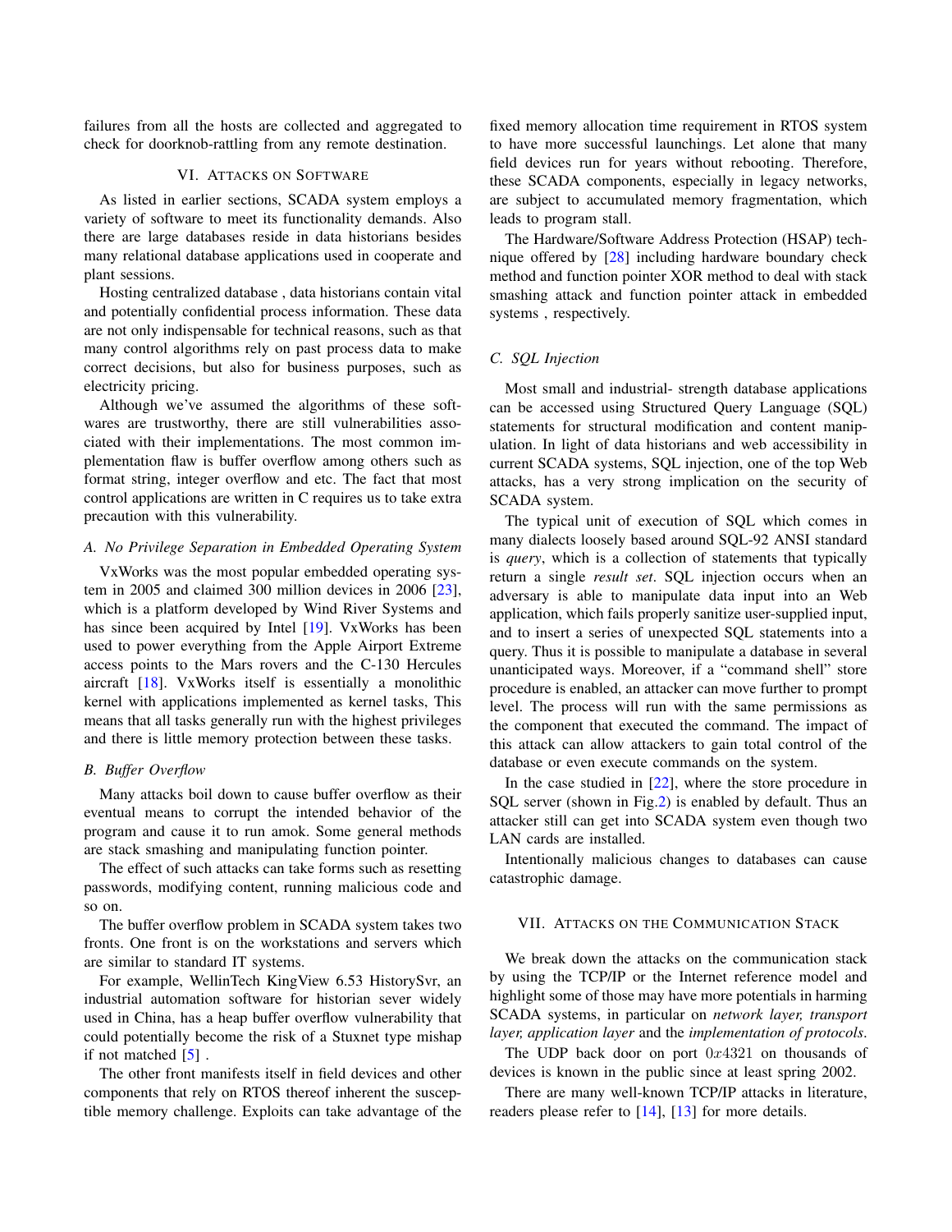failures from all the hosts are collected and aggregated to check for doorknob-rattling from any remote destination.

## VI. Attacks on Software

As listed in earlier sections, SCADA system employs a variety of software to meet its functionality demands. Also there are large databases reside in data historians besides many relational database applications used in cooperate and plant sessions.

Hosting centralized database , data historians contain vital and potentially confidential process information. These data are not only indispensable for technical reasons, such as that many control algorithms rely on past process data to make correct decisions, but also for business purposes, such as electricity pricing.

Although we've assumed the algorithms of these softwares are trustworthy, there are still vulnerabilities associated with their implementations. The most common implementation flaw is buffer overflow among others such as format string, integer overflow and etc. The fact that most control applications are written in C requires us to take extra precaution with this vulnerability.

### A. No Privilege Separation in Embedded Operating System

VxWorks was the most popular embedded operating system in 2005 and claimed 300 million devices in 2006 [23], which is a platform developed by Wind River Systems and has since been acquired by Intel [19]. VxWorks has been used to power everything from the Apple Airport Extreme access points to the Mars rovers and the C-130 Hercules aircraft [18]. VxWorks itself is essentially a monolithic kernel with applications implemented as kernel tasks, This means that all tasks generally run with the highest privileges and there is little memory protection between these tasks.

### B. Buffer Overflow

Many attacks boil down to cause buffer overflow as their eventual means to corrupt the intended behavior of the program and cause it to run amok. Some general methods are stack smashing and manipulating function pointer.

The effect of such attacks can take forms such as resetting passwords, modifying content, running malicious code and so on.

The buffer overflow problem in SCADA system takes two fronts. One front is on the workstations and servers which are similar to standard IT systems.

For example, WellinTech KingView 6.53 HistorySvr, an industrial automation software for historian sever widely used in China, has a heap buffer overflow vulnerability that could potentially become the risk of a Stuxnet type mishap if not matched [5] .

The other front manifests itself in field devices and other components that rely on RTOS thereof inherent the susceptible memory challenge. Exploits can take advantage of the fixed memory allocation time requirement in RTOS system to have more successful launchings. Let alone that many field devices run for years without rebooting. Therefore, these SCADA components, especially in legacy networks, are subject to accumulated memory fragmentation, which leads to program stall.

The Hardware/Software Address Protection (HSAP) technique offered by [28] including hardware boundary check method and function pointer XOR method to deal with stack smashing attack and function pointer attack in embedded systems , respectively.

### C. SQL Injection

Most small and industrial- strength database applications can be accessed using Structured Query Language (SQL) statements for structural modification and content manipulation. In light of data historians and web accessibility in current SCADA systems, SQL injection, one of the top Web attacks, has a very strong implication on the security of SCADA system.

The typical unit of execution of SQL which comes in many dialects loosely based around SQL-92 ANSI standard is *query*, which is a collection of statements that typically return a single *result set*. SQL injection occurs when an adversary is able to manipulate data input into an Web application, which fails properly sanitize user-supplied input, and to insert a series of unexpected SQL statements into a query. Thus it is possible to manipulate a database in several unanticipated ways. Moreover, if a "command shell" store procedure is enabled, an attacker can move further to prompt level. The process will run with the same permissions as the component that executed the command. The impact of this attack can allow attackers to gain total control of the database or even execute commands on the system.

In the case studied in [22], where the store procedure in SQL server (shown in Fig.2) is enabled by default. Thus an attacker still can get into SCADA system even though two LAN cards are installed.

Intentionally malicious changes to databases can cause catastrophic damage.

## VII. Attacks on the Communication Stack

We break down the attacks on the communication stack by using the TCP/IP or the Internet reference model and highlight some of those may have more potentials in harming SCADA systems, in particular on *network layer, transport layer, application layer* and the *implementation of protocols*.

The UDP back door on port $0x4321$ on thousands of devices is known in the public since at least spring 2002.

There are many well-known TCP/IP attacks in literature, readers please refer to [14], [13] for more details.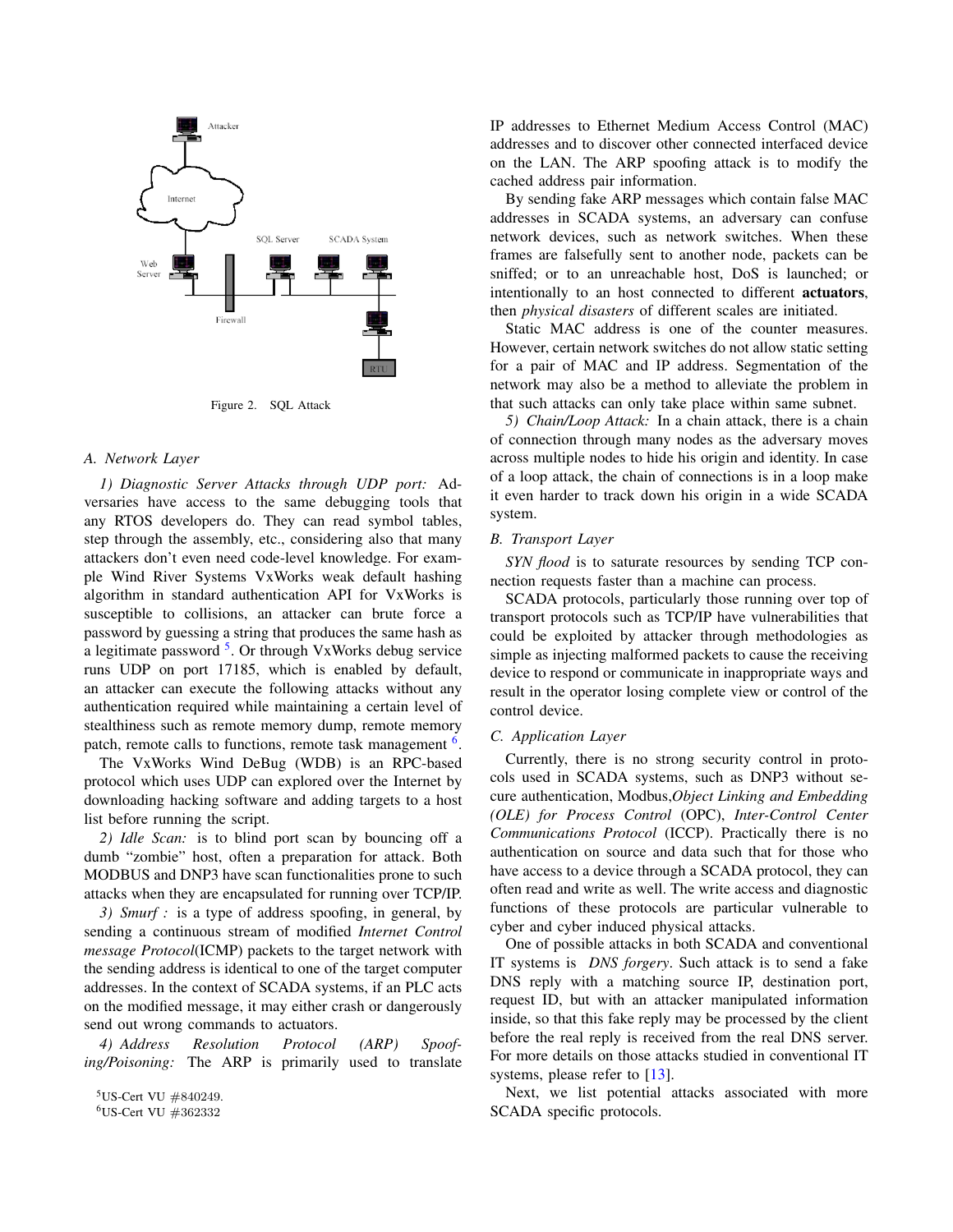Attacker

Internet

SQL Server

SCADA System

Web Server

Firewall

RTU

Figure 2. SQL Attack

### A. Network Layer

*1) Diagnostic Server Attacks through UDP port:* Adversaries have access to the same debugging tools that any RTOS developers do. They can read symbol tables, step through the assembly, etc., considering also that many attackers don't even need code-level knowledge. For example Wind River Systems VxWorks weak default hashing algorithm in standard authentication API for VxWorks is susceptible to collisions, an attacker can brute force a password by guessing a string that produces the same hash as a legitimate password [5]. Or through VxWorks debug service runs UDP on port 17185, which is enabled by default, an attacker can execute the following attacks without any authentication required while maintaining a certain level of stealthiness such as remote memory dump, remote memory patch, remote calls to functions, remote task management [6].

The VxWorks Wind DeBug (WDB) is an RPC-based protocol which uses UDP can explored over the Internet by downloading hacking software and adding targets to a host list before running the script.

*2) Idle Scan:* is to blind port scan by bouncing off a dumb "zombie" host, often a preparation for attack. Both MODBUS and DNP3 have scan functionalities prone to such attacks when they are encapsulated for running over TCP/IP.

*3) Smurf :* is a type of address spoofing, in general, by sending a continuous stream of modified *Internet Control message Protocol*(ICMP) packets to the target network with the sending address is identical to one of the target computer addresses. In the context of SCADA systems, if an PLC acts on the modified message, it may either crash or dangerously send out wrong commands to actuators.

*4) Address Resolution Protocol (ARP) Spoofing/Poisoning:* The ARP is primarily used to translate IP addresses to Ethernet Medium Access Control (MAC) addresses and to discover other connected interfaced device on the LAN. The ARP spoofing attack is to modify the cached address pair information.

By sending fake ARP messages which contain false MAC addresses in SCADA systems, an adversary can confuse network devices, such as network switches. When these frames are falsefully sent to another node, packets can be sniffed; or to an unreachable host, DoS is launched; or intentionally to an host connected to different **actuators**, then *physical disasters* of different scales are initiated.

Static MAC address is one of the counter measures. However, certain network switches do not allow static setting for a pair of MAC and IP address. Segmentation of the network may also be a method to alleviate the problem in that such attacks can only take place within same subnet.

*5) Chain/Loop Attack:* In a chain attack, there is a chain of connection through many nodes as the adversary moves across multiple nodes to hide his origin and identity. In case of a loop attack, the chain of connections is in a loop make it even harder to track down his origin in a wide SCADA system.

### B. Transport Layer

*SYN flood* is to saturate resources by sending TCP connection requests faster than a machine can process.

SCADA protocols, particularly those running over top of transport protocols such as TCP/IP have vulnerabilities that could be exploited by attacker through methodologies as simple as injecting malformed packets to cause the receiving device to respond or communicate in inappropriate ways and result in the operator losing complete view or control of the control device.

### C. Application Layer

Currently, there is no strong security control in protocols used in SCADA systems, such as DNP3 without secure authentication, Modbus,*Object Linking and Embedding (OLE) for Process Control* (OPC), *Inter-Control Center Communications Protocol* (ICCP). Practically there is no authentication on source and data such that for those who have access to a device through a SCADA protocol, they can often read and write as well. The write access and diagnostic functions of these protocols are particular vulnerable to cyber and cyber induced physical attacks.

One of possible attacks in both SCADA and conventional IT systems is *DNS forgery*. Such attack is to send a fake DNS reply with a matching source IP, destination port, request ID, but with an attacker manipulated information inside, so that this fake reply may be processed by the client before the real reply is received from the real DNS server. For more details on those attacks studied in conventional IT systems, please refer to [13].

Next, we list potential attacks associated with more SCADA specific protocols.

[5]US-Cert VU #840249.

[6]US-Cert VU #362332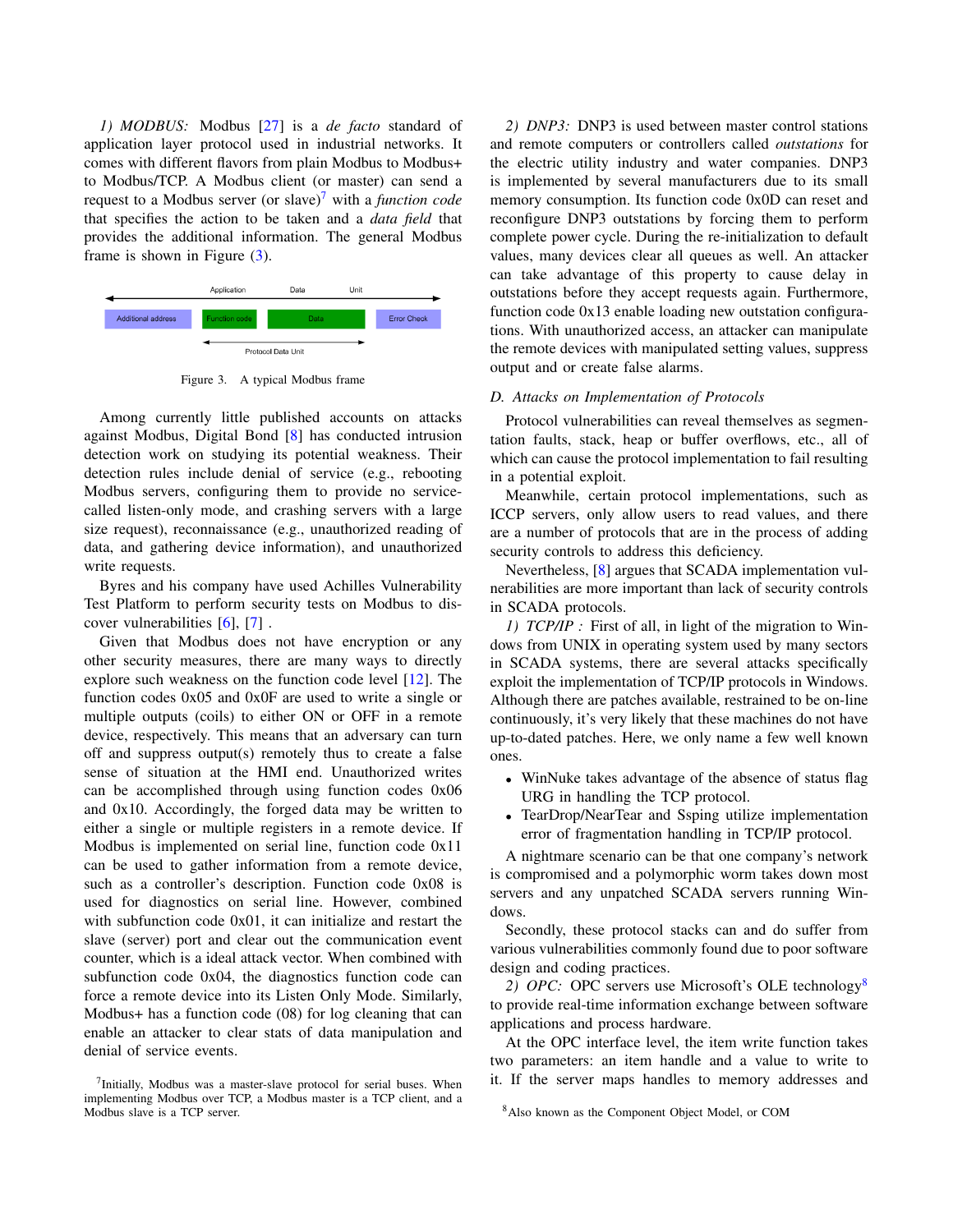*1) MODBUS:* Modbus [27] is a *de facto* standard of application layer protocol used in industrial networks. It comes with different flavors from plain Modbus to Modbus+ to Modbus/TCP. A Modbus client (or master) can send a request to a Modbus server (or slave)[7] with a *function code* that specifies the action to be taken and a *data field* that provides the additional information. The general Modbus frame is shown in Figure (3).

Figure 3. A typical Modbus frame

Among currently little published accounts on attacks against Modbus, Digital Bond [8] has conducted intrusion detection work on studying its potential weakness. Their detection rules include denial of service (e.g., rebooting Modbus servers, configuring them to provide no service-called listen-only mode, and crashing servers with a large size request), reconnaissance (e.g., unauthorized reading of data, and gathering device information), and unauthorized write requests.

Byres and his company have used Achilles Vulnerability Test Platform to perform security tests on Modbus to discover vulnerabilities [6], [7] .

Given that Modbus does not have encryption or any other security measures, there are many ways to directly explore such weakness on the function code level [12]. The function codes 0x05 and 0x0F are used to write a single or multiple outputs (coils) to either ON or OFF in a remote device, respectively. This means that an adversary can turn off and suppress output(s) remotely thus to create a false sense of situation at the HMI end. Unauthorized writes can be accomplished through using function codes 0x06 and 0x10. Accordingly, the forged data may be written to either a single or multiple registers in a remote device. If Modbus is implemented on serial line, function code 0x11 can be used to gather information from a remote device, such as a controller's description. Function code 0x08 is used for diagnostics on serial line. However, combined with subfunction code 0x01, it can initialize and restart the slave (server) port and clear out the communication event counter, which is a ideal attack vector. When combined with subfunction code 0x04, the diagnostics function code can force a remote device into its Listen Only Mode. Similarly, Modbus+ has a function code (08) for log cleaning that can enable an attacker to clear stats of data manipulation and denial of service events.

[7]Initially, Modbus was a master-slave protocol for serial buses. When implementing Modbus over TCP, a Modbus master is a TCP client, and a Modbus slave is a TCP server.

*2) DNP3:* DNP3 is used between master control stations and remote computers or controllers called *outstations* for the electric utility industry and water companies. DNP3 is implemented by several manufacturers due to its small memory consumption. Its function code 0x0D can reset and reconfigure DNP3 outstations by forcing them to perform complete power cycle. During the re-initialization to default values, many devices clear all queues as well. An attacker can take advantage of this property to cause delay in outstations before they accept requests again. Furthermore, function code 0x13 enable loading new outstation configurations. With unauthorized access, an attacker can manipulate the remote devices with manipulated setting values, suppress output and or create false alarms.

### D. Attacks on Implementation of Protocols

Protocol vulnerabilities can reveal themselves as segmentation faults, stack, heap or buffer overflows, etc., all of which can cause the protocol implementation to fail resulting in a potential exploit.

Meanwhile, certain protocol implementations, such as ICCP servers, only allow users to read values, and there are a number of protocols that are in the process of adding security controls to address this deficiency.

Nevertheless, [8] argues that SCADA implementation vulnerabilities are more important than lack of security controls in SCADA protocols.

*1) TCP/IP :* First of all, in light of the migration to Windows from UNIX in operating system used by many sectors in SCADA systems, there are several attacks specifically exploit the implementation of TCP/IP protocols in Windows. Although there are patches available, restrained to be on-line continuously, it's very likely that these machines do not have up-to-dated patches. Here, we only name a few well known ones.

- WinNuke takes advantage of the absence of status flag URG in handling the TCP protocol.
- TearDrop/NearTear and Ssping utilize implementation error of fragmentation handling in TCP/IP protocol.

A nightmare scenario can be that one company's network is compromised and a polymorphic worm takes down most servers and any unpatched SCADA servers running Windows.

Secondly, these protocol stacks can and do suffer from various vulnerabilities commonly found due to poor software design and coding practices.

*2) OPC:* OPC servers use Microsoft's OLE technology[8] to provide real-time information exchange between software applications and process hardware.

At the OPC interface level, the item write function takes two parameters: an item handle and a value to write to it. If the server maps handles to memory addresses and

[8]Also known as the Component Object Model, or COM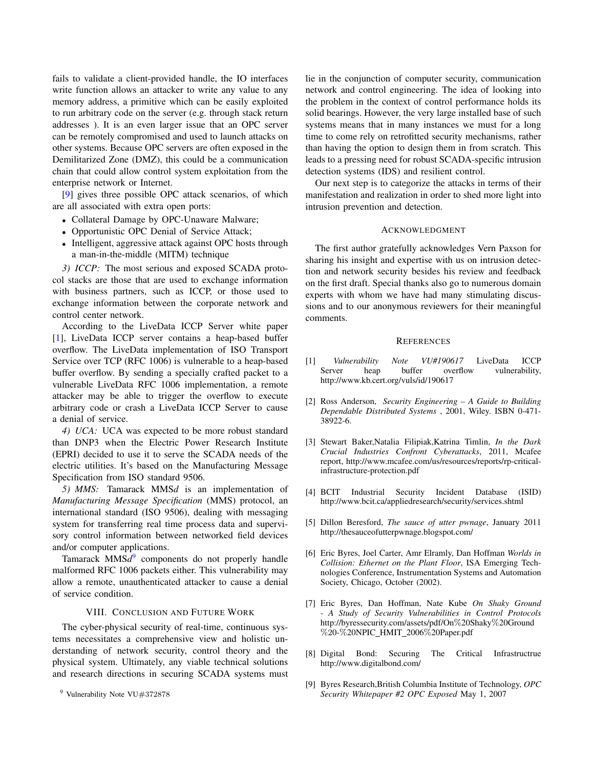fails to validate a client-provided handle, the IO interfaces write function allows an attacker to write any value to any memory address, a primitive which can be easily exploited to run arbitrary code on the server (e.g. through stack return addresses ). It is an even larger issue that an OPC server can be remotely compromised and used to launch attacks on other systems. Because OPC servers are often exposed in the Demilitarized Zone (DMZ), this could be a communication chain that could allow control system exploitation from the enterprise network or Internet.

[9] gives three possible OPC attack scenarios, of which are all associated with extra open ports:

- Collateral Damage by OPC-Unaware Malware;
- Opportunistic OPC Denial of Service Attack;
- Intelligent, aggressive attack against OPC hosts through a man-in-the-middle (MITM) technique

*3) ICCP:* The most serious and exposed SCADA protocol stacks are those that are used to exchange information with business partners, such as ICCP, or those used to exchange information between the corporate network and control center network.

According to the LiveData ICCP Server white paper [1], LiveData ICCP server contains a heap-based buffer overflow. The LiveData implementation of ISO Transport Service over TCP (RFC 1006) is vulnerable to a heap-based buffer overflow. By sending a specially crafted packet to a vulnerable LiveData RFC 1006 implementation, a remote attacker may be able to trigger the overflow to execute arbitrary code or crash a LiveData ICCP Server to cause a denial of service.

*4) UCA:* UCA was expected to be more robust standard than DNP3 when the Electric Power Research Institute (EPRI) decided to use it to serve the SCADA needs of the electric utilities. It's based on the Manufacturing Message Specification from ISO standard 9506.

*5) MMS:* Tamarack MMS*d* is an implementation of *Manufacturing Message Specification* (MMS) protocol, an international standard (ISO 9506), dealing with messaging system for transferring real time process data and supervisory control information between networked field devices and/or computer applications.

Tamarack MMS*d*[9] components do not properly handle malformed RFC 1006 packets either. This vulnerability may allow a remote, unauthenticated attacker to cause a denial of service condition.

[9] Vulnerability Note VU#372878

## VIII. Conclusion and Future Work

The cyber-physical security of real-time, continuous systems necessitates a comprehensive view and holistic understanding of network security, control theory and the physical system. Ultimately, any viable technical solutions and research directions in securing SCADA systems must lie in the conjunction of computer security, communication network and control engineering. The idea of looking into the problem in the context of control performance holds its solid bearings. However, the very large installed base of such systems means that in many instances we must for a long time to come rely on retrofitted security mechanisms, rather than having the option to design them in from scratch. This leads to a pressing need for robust SCADA-specific intrusion detection systems (IDS) and resilient control.

Our next step is to categorize the attacks in terms of their manifestation and realization in order to shed more light into intrusion prevention and detection.

## Acknowledgment

The first author gratefully acknowledges Vern Paxson for sharing his insight and expertise with us on intrusion detection and network security besides his review and feedback on the first draft. Special thanks also go to numerous domain experts with whom we have had many stimulating discussions and to our anonymous reviewers for their meaningful comments.

## References

[1] *Vulnerability Note VU#190617* LiveData ICCP Server heap buffer overflow vulnerability, http://www.kb.cert.org/vuls/id/190617

[2] Ross Anderson, *Security Engineering – A Guide to Building Dependable Distributed Systems* , 2001, Wiley. ISBN 0-471-38922-6.

[3] Stewart Baker,Natalia Filipiak,Katrina Timlin, *In the Dark Crucial Industries Confront Cyberattacks*, 2011, Mcafee report, http://www.mcafee.com/us/resources/reports/rp-critical-infrastructure-protection.pdf

[4] BCIT Industrial Security Incident Database (ISID) http://www.bcit.ca/appliedresearch/security/services.shtml

[5] Dillon Beresford, *The sauce of utter pwnage*, January 2011 http://thesauceofutterpwnage.blogspot.com/

[6] Eric Byres, Joel Carter, Amr Elramly, Dan Hoffman *Worlds in Collision: Ethernet on the Plant Floor*, ISA Emerging Technologies Conference, Instrumentation Systems and Automation Society, Chicago, October (2002).

[7] Eric Byres, Dan Hoffman, Nate Kube *On Shaky Ground - A Study of Security Vulnerabilities in Control Protocols* http://byressecurity.com/assets/pdf/On%20Shaky%20Ground %20-%20NPIC_HMIT_2006%20Paper.pdf

[8] Digital Bond: Securing The Critical Infrastructrue http://www.digitalbond.com/

[9] Byres Research,British Columbia Institute of Technology, *OPC Security Whitepaper #2 OPC Exposed* May 1, 2007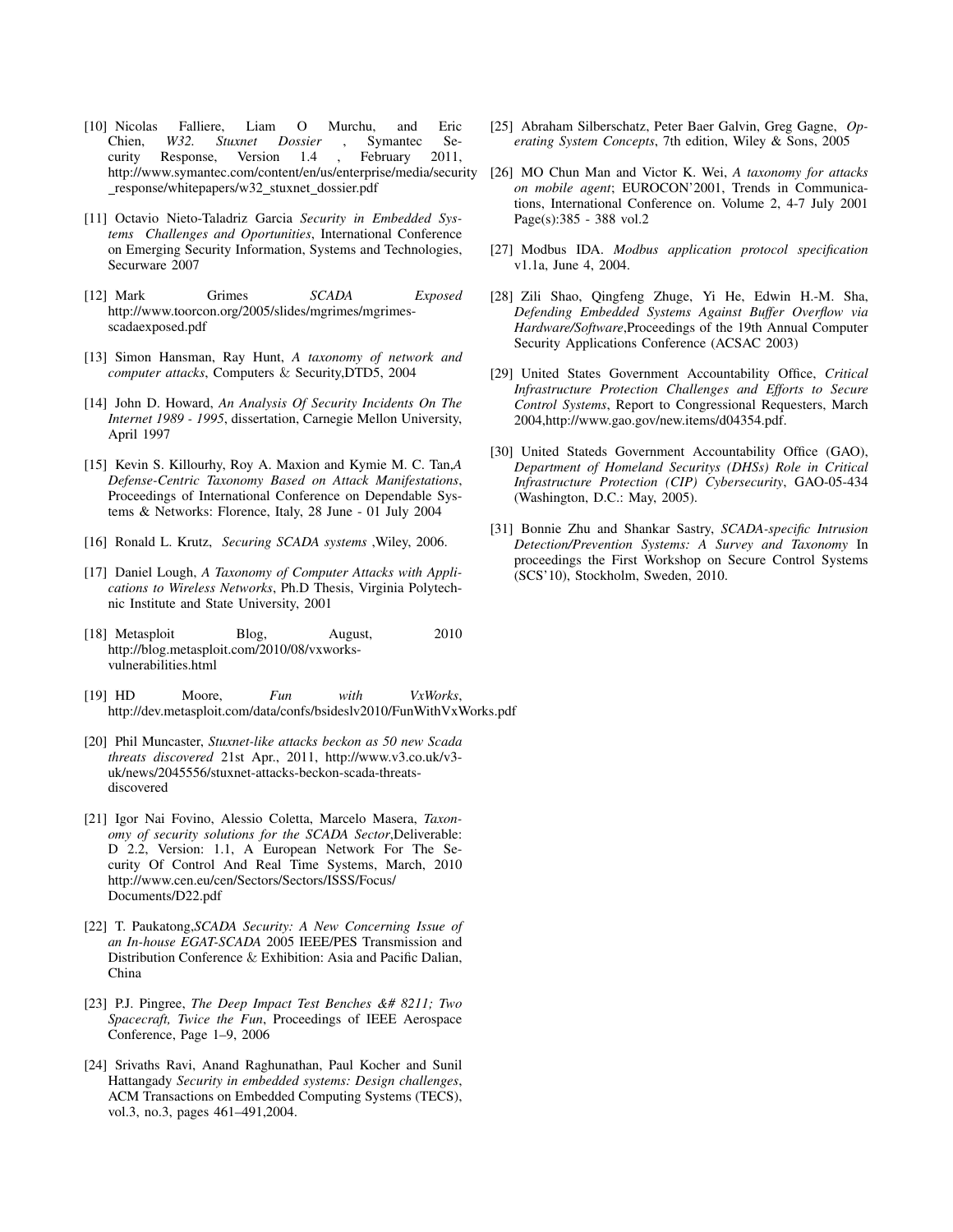[10] Nicolas Falliere, Liam O Murchu, and Eric Chien, *W32. Stuxnet Dossier* , Symantec Security Response, Version 1.4 , February 2011, http://www.symantec.com/content/en/us/enterprise/media/security_response/whitepapers/w32_stuxnet_dossier.pdf

[11] Octavio Nieto-Taladriz Garcia *Security in Embedded Systems Challenges and Oportunities*, International Conference on Emerging Security Information, Systems and Technologies, Securware 2007

[12] Mark Grimes *SCADA Exposed* http://www.toorcon.org/2005/slides/mgrimes/mgrimes-scadaexposed.pdf

[13] Simon Hansman, Ray Hunt, *A taxonomy of network and computer attacks*, Computers & Security,DTD5, 2004

[14] John D. Howard, *An Analysis Of Security Incidents On The Internet 1989 - 1995*, dissertation, Carnegie Mellon University, April 1997

[15] Kevin S. Killourhy, Roy A. Maxion and Kymie M. C. Tan,*A Defense-Centric Taxonomy Based on Attack Manifestations*, Proceedings of International Conference on Dependable Systems & Networks: Florence, Italy, 28 June - 01 July 2004

[16] Ronald L. Krutz, *Securing SCADA systems* ,Wiley, 2006.

[17] Daniel Lough, *A Taxonomy of Computer Attacks with Applications to Wireless Networks*, Ph.D Thesis, Virginia Polytechnic Institute and State University, 2001

[18] Metasploit Blog, August, 2010 http://blog.metasploit.com/2010/08/vxworks-vulnerabilities.html

[19] HD Moore, *Fun with VxWorks*, http://dev.metasploit.com/data/confs/bsideslv2010/FunWithVxWorks.pdf

[20] Phil Muncaster, *Stuxnet-like attacks beckon as 50 new Scada threats discovered* 21st Apr., 2011, http://www.v3.co.uk/v3-uk/news/2045556/stuxnet-attacks-beckon-scada-threats-discovered

[21] Igor Nai Fovino, Alessio Coletta, Marcelo Masera, *Taxonomy of security solutions for the SCADA Sector*,Deliverable: D 2.2, Version: 1.1, A European Network For The Security Of Control And Real Time Systems, March, 2010 http://www.cen.eu/cen/Sectors/Sectors/ISSS/Focus/Documents/D22.pdf

[22] T. Paukatong,*SCADA Security: A New Concerning Issue of an In-house EGAT-SCADA* 2005 IEEE/PES Transmission and Distribution Conference & Exhibition: Asia and Pacific Dalian, China

[23] P.J. Pingree, *The Deep Impact Test Benches &# 8211; Two Spacecraft, Twice the Fun*, Proceedings of IEEE Aerospace Conference, Page 1–9, 2006

[24] Srivaths Ravi, Anand Raghunathan, Paul Kocher and Sunil Hattangady *Security in embedded systems: Design challenges*, ACM Transactions on Embedded Computing Systems (TECS), vol.3, no.3, pages 461–491,2004.

[25] Abraham Silberschatz, Peter Baer Galvin, Greg Gagne, *Operating System Concepts*, 7th edition, Wiley & Sons, 2005

[26] MO Chun Man and Victor K. Wei, *A taxonomy for attacks on mobile agent*; EUROCON'2001, Trends in Communications, International Conference on. Volume 2, 4-7 July 2001 Page(s):385 - 388 vol.2

[27] Modbus IDA. *Modbus application protocol specification* v1.1a, June 4, 2004.

[28] Zili Shao, Qingfeng Zhuge, Yi He, Edwin H.-M. Sha, *Defending Embedded Systems Against Buffer Overflow via Hardware/Software*,Proceedings of the 19th Annual Computer Security Applications Conference (ACSAC 2003)

[29] United States Government Accountability Office, *Critical Infrastructure Protection Challenges and Efforts to Secure Control Systems*, Report to Congressional Requesters, March 2004,http://www.gao.gov/new.items/d04354.pdf.

[30] United Stateds Government Accountability Office (GAO), *Department of Homeland Securitys (DHSs) Role in Critical Infrastructure Protection (CIP) Cybersecurity*, GAO-05-434 (Washington, D.C.: May, 2005).

[31] Bonnie Zhu and Shankar Sastry, *SCADA-specific Intrusion Detection/Prevention Systems: A Survey and Taxonomy* In proceedings the First Workshop on Secure Control Systems (SCS'10), Stockholm, Sweden, 2010.